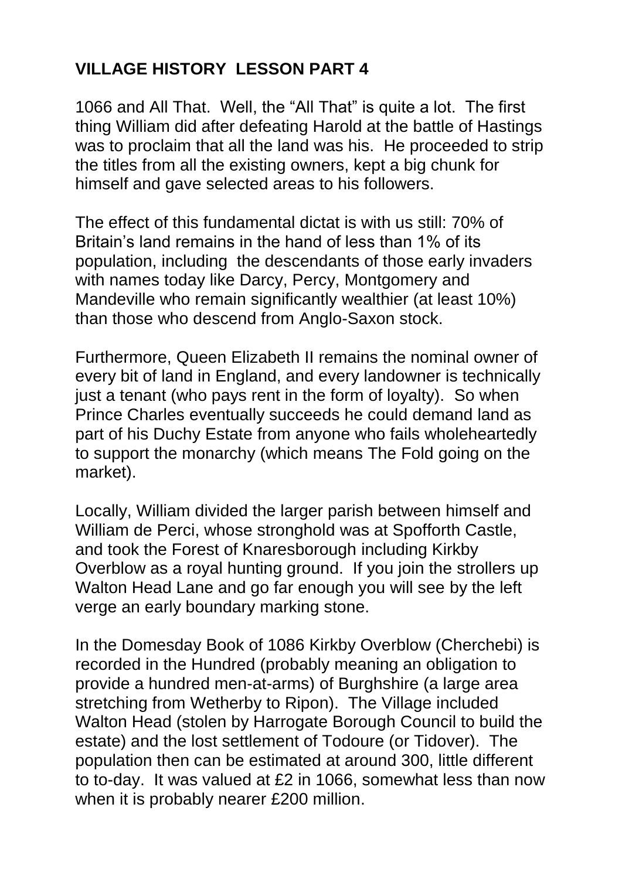# VILLAGE HISTORY LESSON PART 4

1066 and All That. Well, the "All That" is quite a lot. The first thing William did after defeating Harold at the battle of Hastings was to proclaim that all the land was his. He proceeded to strip the titles from all the existing owners, kept a big chunk for himself and gave selected areas to his followers.

The effect of this fundamental dictat is with us still: 70% of Britain's land remains in the hand of less than 1% of its population, including the descendants of those early invaders with names today like Darcy, Percy, Montgomery and Mandeville who remain significantly wealthier (at least 10%) than those who descend from Anglo-Saxon stock.

Furthermore, Queen Elizabeth II remains the nominal owner of every bit of land in England, and every landowner is technically just a tenant (who pays rent in the form of loyalty). So when Prince Charles eventually succeeds he could demand land as part of his Duchy Estate from anyone who fails wholeheartedly to support the monarchy (which means The Fold going on the market).

Locally, William divided the larger parish between himself and William de Perci, whose stronghold was at Spofforth Castle, and took the Forest of Knaresborough including Kirkby Overblow as a royal hunting ground. If you join the strollers up Walton Head Lane and go far enough you will see by the left verge an early boundary marking stone.

In the Domesday Book of 1086 Kirkby Overblow (Cherchebi) is recorded in the Hundred (probably meaning an obligation to provide a hundred men-at-arms) of Burghshire (a large area stretching from Wetherby to Ripon). The Village included Walton Head (stolen by Harrogate Borough Council to build the estate) and the lost settlement of Todoure (or Tidover). The population then can be estimated at around 300, little different to to-day. It was valued at £2 in 1066, somewhat less than now when it is probably nearer £200 million.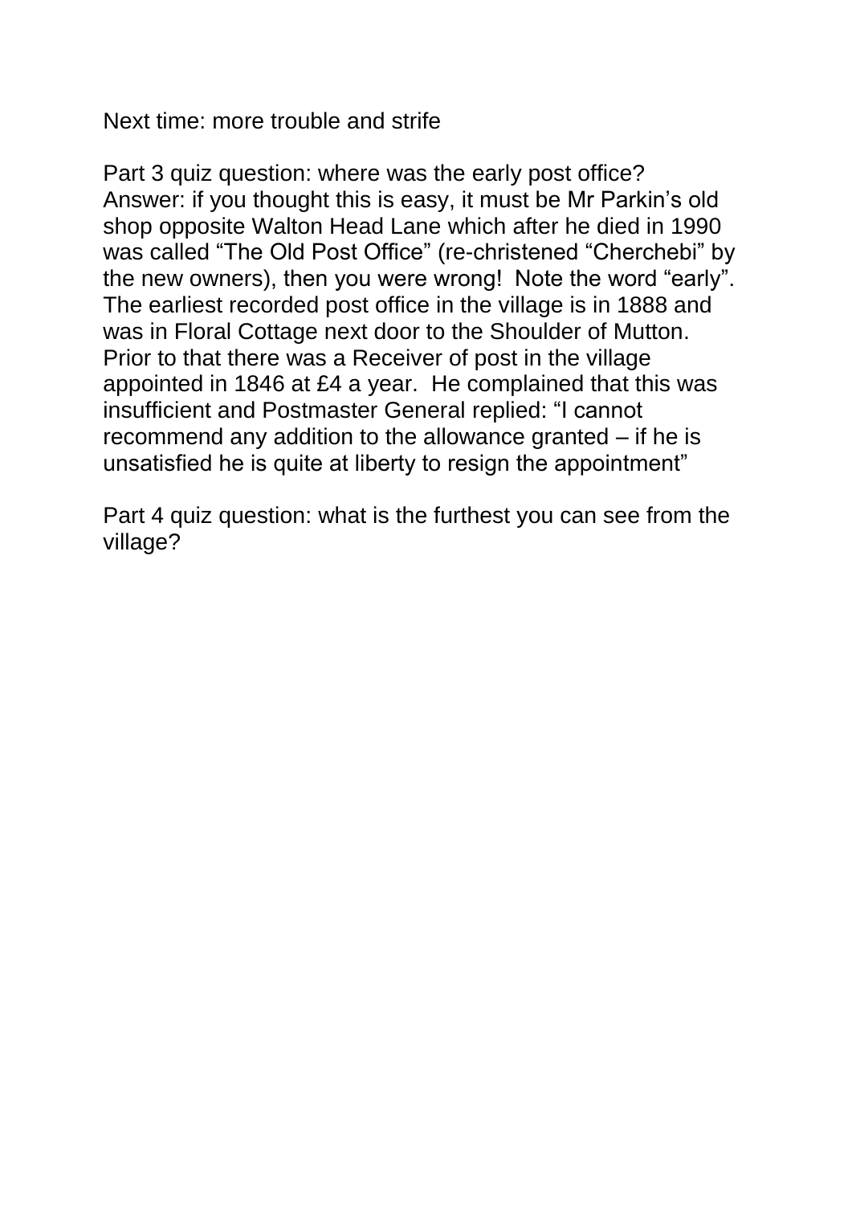Next time: more trouble and strife

Part 3 quiz question: where was the early post office?
Answer: if you thought this is easy, it must be Mr Parkin's old shop opposite Walton Head Lane which after he died in 1990 was called "The Old Post Office" (re-christened "Cherchebi" by the new owners), then you were wrong! Note the word "early". The earliest recorded post office in the village is in 1888 and was in Floral Cottage next door to the Shoulder of Mutton. Prior to that there was a Receiver of post in the village appointed in 1846 at £4 a year. He complained that this was insufficient and Postmaster General replied: "I cannot recommend any addition to the allowance granted – if he is unsatisfied he is quite at liberty to resign the appointment"

Part 4 quiz question: what is the furthest you can see from the village?